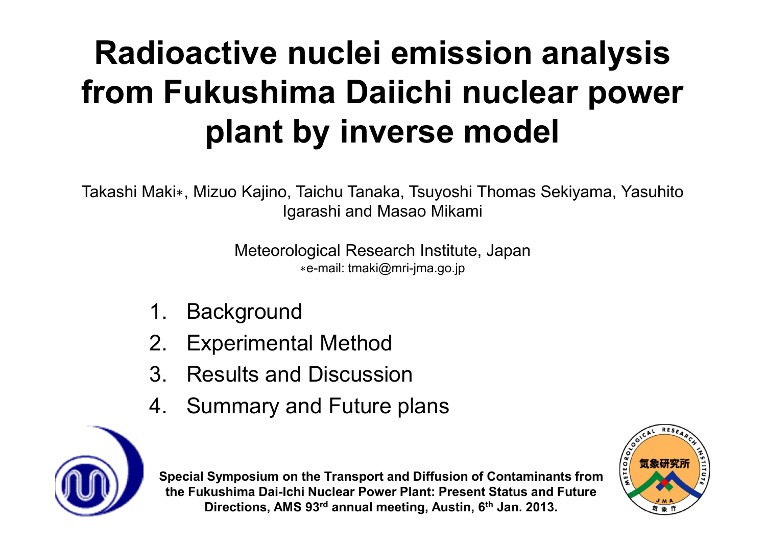# Radioactive nuclei emission analysis from Fukushima Daiichi nuclear power plant by inverse model

Takashi Maki*, Mizuo Kajino, Taichu Tanaka, Tsuyoshi Thomas Sekiyama, Yasuhito Igarashi and Masao Mikami

Meteorological Research Institute, Japan

*e-mail: tmaki@mri-jma.go.jp

1. Background
2. Experimental Method
3. Results and Discussion
4. Summary and Future plans

**Special Symposium on the Transport and Diffusion of Contaminants from the Fukushima Dai-Ichi Nuclear Power Plant: Present Status and Future Directions, AMS 93rd annual meeting, Austin, 6th Jan. 2013.**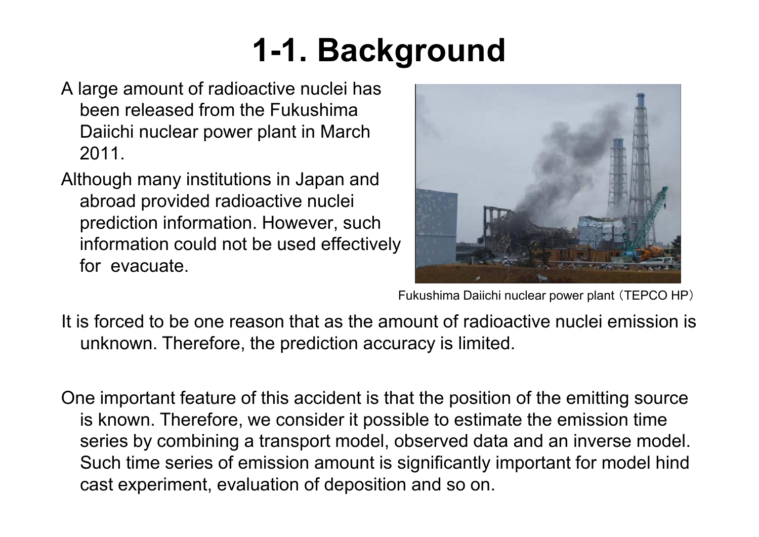# 1-1. Background

A large amount of radioactive nuclei has been released from the Fukushima Daiichi nuclear power plant in March 2011.

Although many institutions in Japan and abroad provided radioactive nuclei prediction information. However, such information could not be used effectively for evacuate.

Fukushima Daiichi nuclear power plant（TEPCO HP）

It is forced to be one reason that as the amount of radioactive nuclei emission is unknown. Therefore, the prediction accuracy is limited.

One important feature of this accident is that the position of the emitting source is known. Therefore, we consider it possible to estimate the emission time series by combining a transport model, observed data and an inverse model. Such time series of emission amount is significantly important for model hind cast experiment, evaluation of deposition and so on.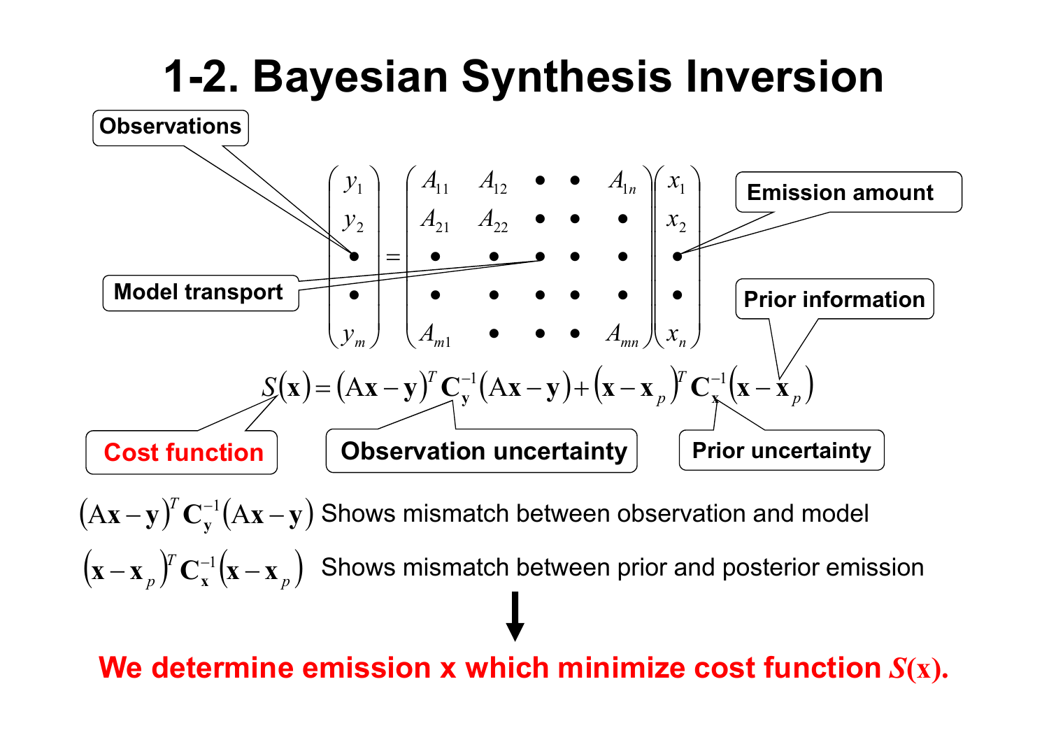# 1-2. Bayesian Synthesis Inversion

$$
\begin{pmatrix} y_1 \\ y_2 \\ \bullet \\ \bullet \\ y_m \end{pmatrix} = \begin{pmatrix} A_{11} & A_{12} & \bullet & \bullet & A_{1n} \\ A_{21} & A_{22} & \bullet & \bullet & \bullet \\ \bullet & \bullet & \bullet & \bullet & \bullet \\ \bullet & \bullet & \bullet & \bullet & \bullet \\ A_{m1} & \bullet & \bullet & \bullet & A_{mn} \end{pmatrix} \begin{pmatrix} x_1 \\ x_2 \\ \bullet \\ \bullet \\ x_n \end{pmatrix}
$$

- Observations: $y$
- Model transport: $A$
- Emission amount: $x$

$$
S(\mathbf{x}) = (\mathrm{A}\mathbf{x} - \mathbf{y})^T \mathbf{C}_{\mathbf{y}}^{-1} (\mathrm{A}\mathbf{x} - \mathbf{y}) + (\mathbf{x} - \mathbf{x}_p)^T \mathbf{C}_{\mathbf{x}}^{-1} (\mathbf{x} - \mathbf{x}_p)
$$

- Cost function: $S(\mathbf{x})$
- Observation uncertainty: $\mathbf{C}_{\mathbf{y}}$
- Prior uncertainty: $\mathbf{C}_{\mathbf{x}}$
- Prior information: $\mathbf{x}_p$

$(\mathrm{A}\mathbf{x} - \mathbf{y})^T \mathbf{C}_{\mathbf{y}}^{-1} (\mathrm{A}\mathbf{x} - \mathbf{y})$ Shows mismatch between observation and model

$(\mathbf{x} - \mathbf{x}_p)^T \mathbf{C}_{\mathbf{x}}^{-1} (\mathbf{x} - \mathbf{x}_p)$ Shows mismatch between prior and posterior emission

**We determine emission x which minimize cost function $S(\mathbf{x})$.**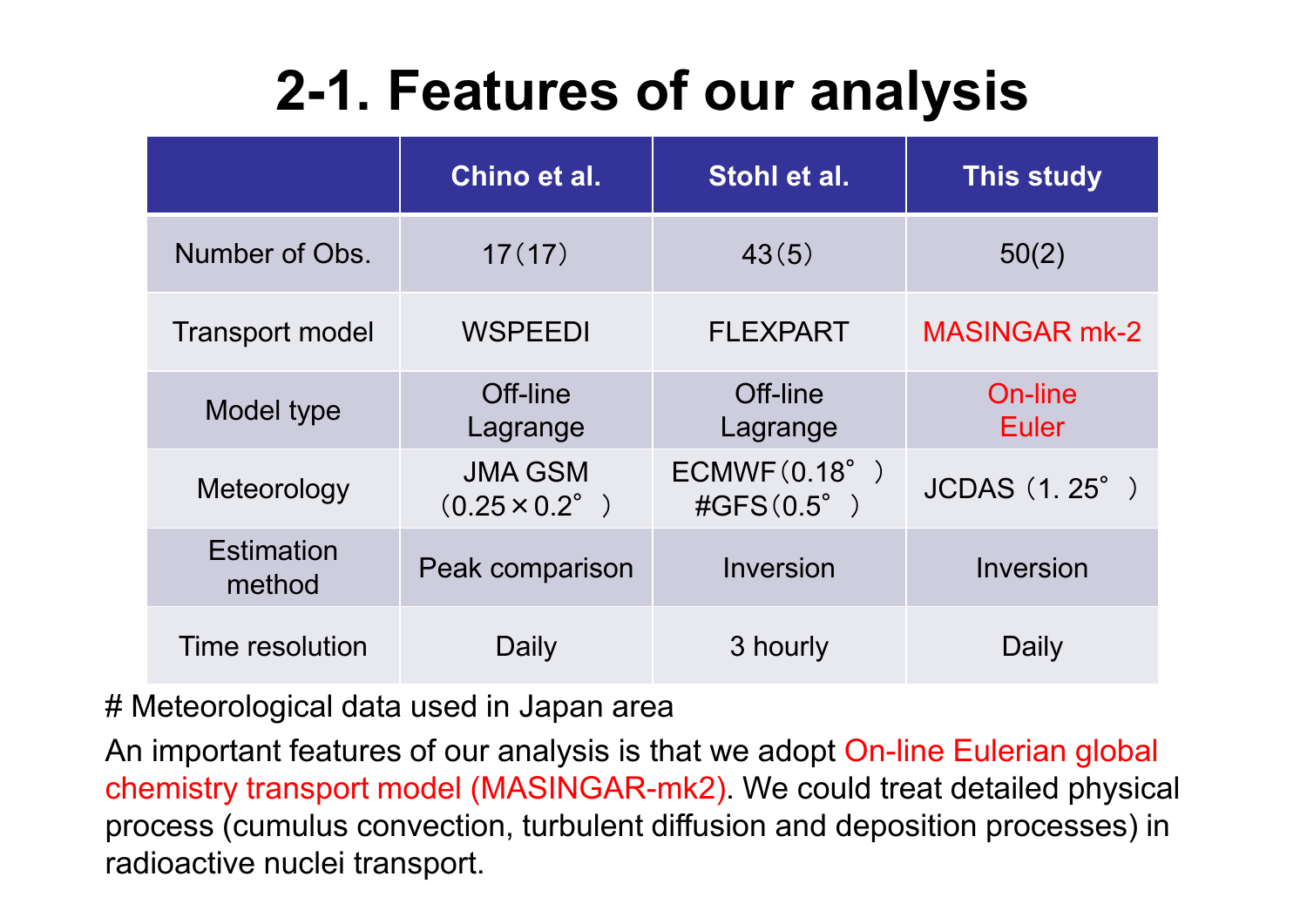# 2-1. Features of our analysis

| | Chino et al. | Stohl et al. | This study |
|---|---|---|---|
| Number of Obs. | 17（17） | 43（5） | 50(2) |
| Transport model | WSPEEDI | FLEXPART | MASINGAR mk-2 |
| Model type | Off-line Lagrange | Off-line Lagrange | On-line Euler |
| Meteorology | JMA GSM （0.25×0.2°） | ECMWF（0.18°） #GFS（0.5°） | JCDAS（1. 25°） |
| Estimation method | Peak comparison | Inversion | Inversion |
| Time resolution | Daily | 3 hourly | Daily |

# Meteorological data used in Japan area

An important features of our analysis is that we adopt On-line Eulerian global chemistry transport model (MASINGAR-mk2). We could treat detailed physical process (cumulus convection, turbulent diffusion and deposition processes) in radioactive nuclei transport.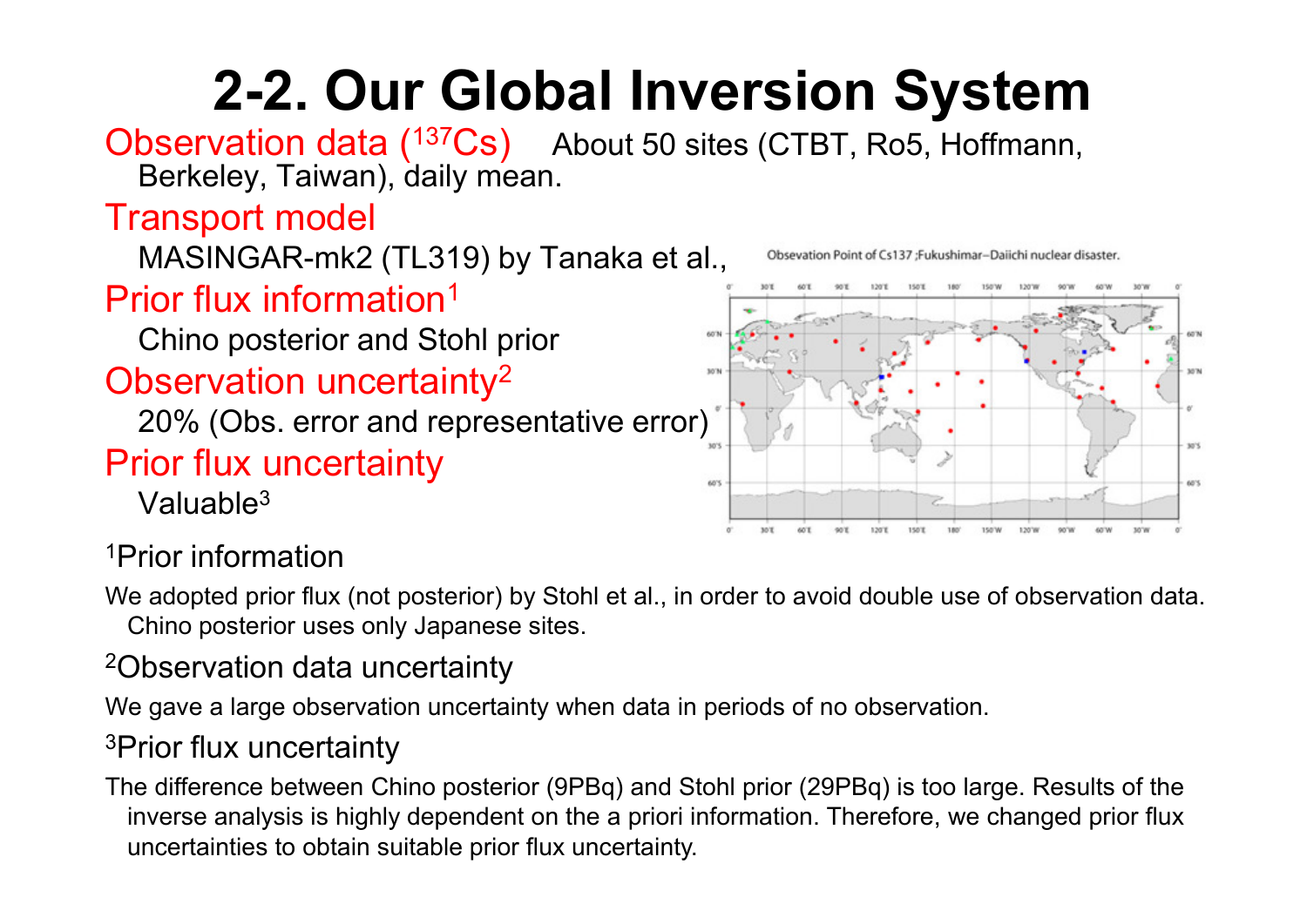# 2-2. Our Global Inversion System

Observation data ($^{137}Cs$) About 50 sites (CTBT, Ro5, Hoffmann, Berkeley, Taiwan), daily mean.

Transport model

MASINGAR-mk2 (TL319) by Tanaka et al.,

Prior flux information[1]

Chino posterior and Stohl prior

Observation uncertainty[2]

20% (Obs. error and representative error)

Prior flux uncertainty

Valuable[3]

Obsevation Point of Cs137 ;Fukushimar–Daiichi nuclear disaster.

[1]Prior information

We adopted prior flux (not posterior) by Stohl et al., in order to avoid double use of observation data. Chino posterior uses only Japanese sites.

[2]Observation data uncertainty

We gave a large observation uncertainty when data in periods of no observation.

[3]Prior flux uncertainty

The difference between Chino posterior (9PBq) and Stohl prior (29PBq) is too large. Results of the inverse analysis is highly dependent on the a priori information. Therefore, we changed prior flux uncertainties to obtain suitable prior flux uncertainty.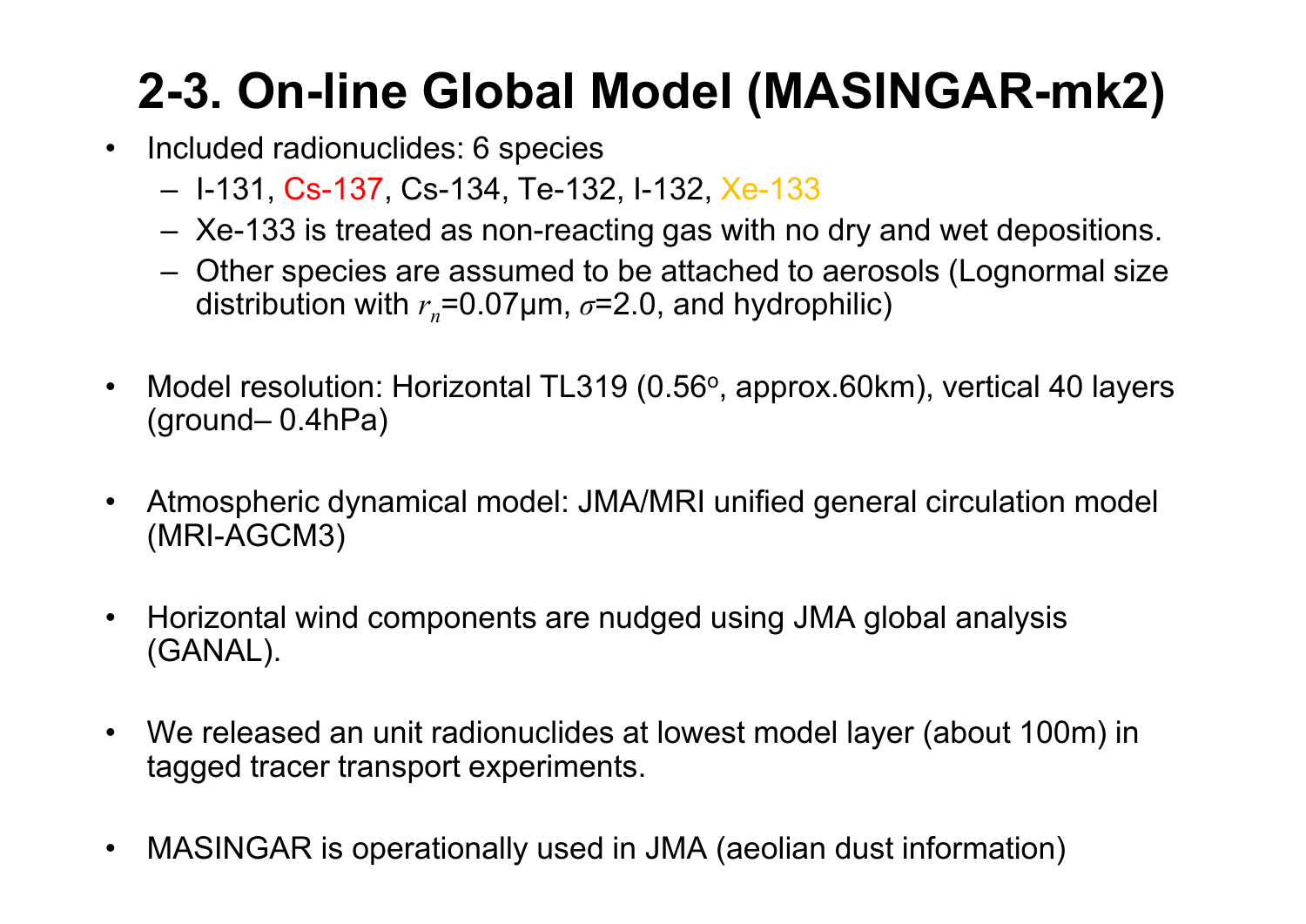# 2-3. On-line Global Model (MASINGAR-mk2)

- Included radionuclides: 6 species
  - I-131, Cs-137, Cs-134, Te-132, I-132, Xe-133
  - Xe-133 is treated as non-reacting gas with no dry and wet depositions.
  - Other species are assumed to be attached to aerosols (Lognormal size distribution with $r_n$=0.07μm, $\sigma$=2.0, and hydrophilic)
- Model resolution: Horizontal TL319 (0.56$^o$, approx.60km), vertical 40 layers (ground– 0.4hPa)
- Atmospheric dynamical model: JMA/MRI unified general circulation model (MRI-AGCM3)
- Horizontal wind components are nudged using JMA global analysis (GANAL).
- We released an unit radionuclides at lowest model layer (about 100m) in tagged tracer transport experiments.
- MASINGAR is operationally used in JMA (aeolian dust information)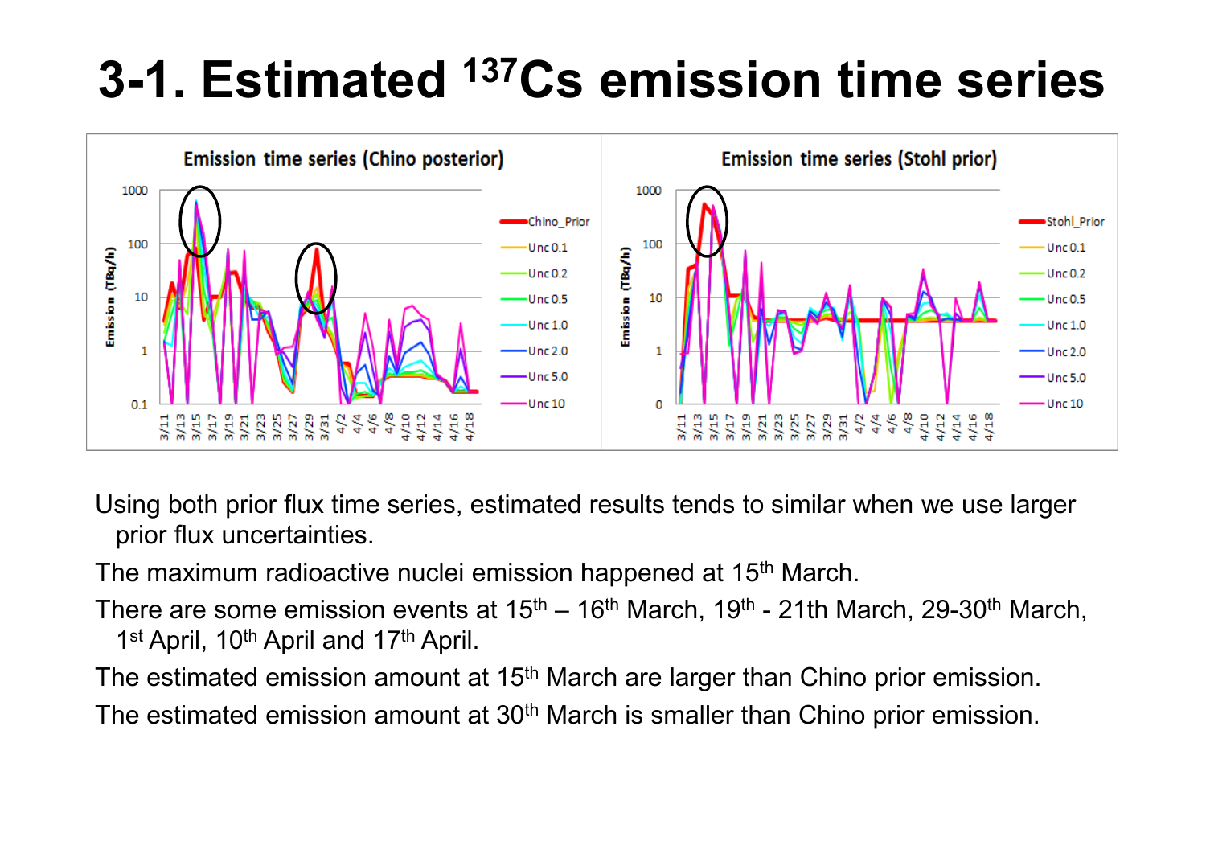# 3-1. Estimated $^{137}$Cs emission time series

Using both prior flux time series, estimated results tends to similar when we use larger prior flux uncertainties.

The maximum radioactive nuclei emission happened at 15th March.

There are some emission events at 15th – 16th March, 19th - 21th March, 29-30th March, 1st April, 10th April and 17th April.

The estimated emission amount at 15th March are larger than Chino prior emission.

The estimated emission amount at 30th March is smaller than Chino prior emission.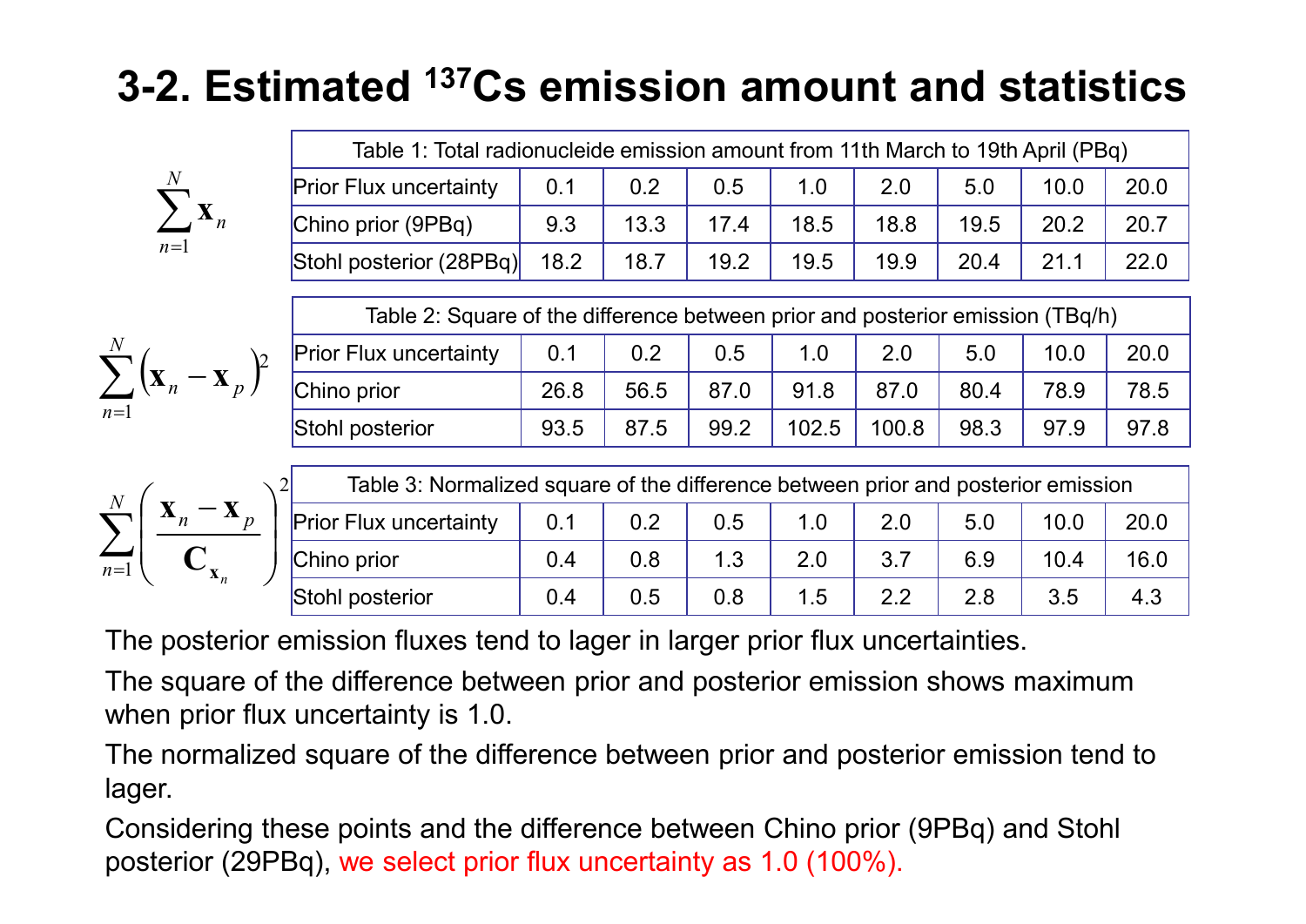# 3-2. Estimated $^{137}$Cs emission amount and statistics

$$\sum_{n=1}^{N} \mathbf{x}_n$$

| Table 1: Total radionucleide emission amount from 11th March to 19th April (PBq) | | | | | | | | |
|---|---|---|---|---|---|---|---|---|
| Prior Flux uncertainty | 0.1 | 0.2 | 0.5 | 1.0 | 2.0 | 5.0 | 10.0 | 20.0 |
| Chino prior (9PBq) | 9.3 | 13.3 | 17.4 | 18.5 | 18.8 | 19.5 | 20.2 | 20.7 |
| Stohl posterior (28PBq) | 18.2 | 18.7 | 19.2 | 19.5 | 19.9 | 20.4 | 21.1 | 22.0 |

$$\sum_{n=1}^{N} \left(\mathbf{x}_n - \mathbf{x}_p\right)^2$$

| Table 2: Square of the difference between prior and posterior emission (TBq/h) | | | | | | | | |
|---|---|---|---|---|---|---|---|---|
| Prior Flux uncertainty | 0.1 | 0.2 | 0.5 | 1.0 | 2.0 | 5.0 | 10.0 | 20.0 |
| Chino prior | 26.8 | 56.5 | 87.0 | 91.8 | 87.0 | 80.4 | 78.9 | 78.5 |
| Stohl posterior | 93.5 | 87.5 | 99.2 | 102.5 | 100.8 | 98.3 | 97.9 | 97.8 |

$$\sum_{n=1}^{N} \left(\frac{\mathbf{x}_n - \mathbf{x}_p}{\mathbf{C}_{\mathbf{x}_n}}\right)^2$$

| Table 3: Normalized square of the difference between prior and posterior emission | | | | | | | | |
|---|---|---|---|---|---|---|---|---|
| Prior Flux uncertainty | 0.1 | 0.2 | 0.5 | 1.0 | 2.0 | 5.0 | 10.0 | 20.0 |
| Chino prior | 0.4 | 0.8 | 1.3 | 2.0 | 3.7 | 6.9 | 10.4 | 16.0 |
| Stohl posterior | 0.4 | 0.5 | 0.8 | 1.5 | 2.2 | 2.8 | 3.5 | 4.3 |

The posterior emission fluxes tend to lager in larger prior flux uncertainties.

The square of the difference between prior and posterior emission shows maximum when prior flux uncertainty is 1.0.

The normalized square of the difference between prior and posterior emission tend to lager.

Considering these points and the difference between Chino prior (9PBq) and Stohl posterior (29PBq), we select prior flux uncertainty as 1.0 (100%).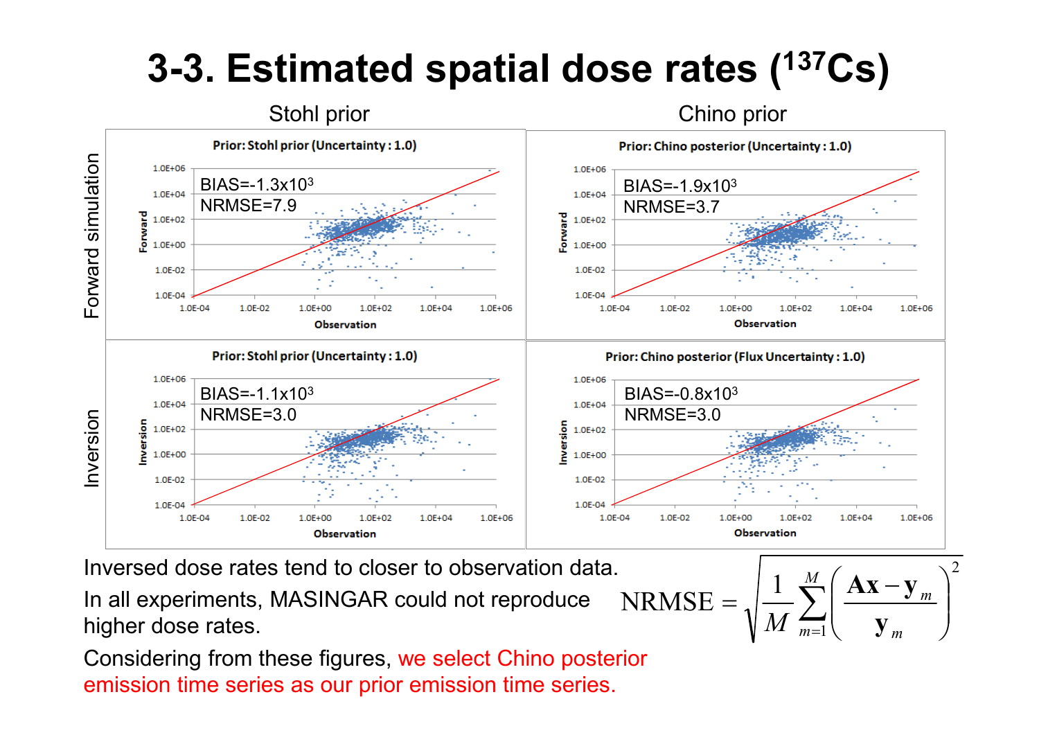# 3-3. Estimated spatial dose rates ($^{137}Cs$)

Stohl prior | Chino prior

Forward simulation

Prior: Stohl prior (Uncertainty : 1.0)

BIAS=$-1.3\times10^3$
NRMSE=7.9

Prior: Chino posterior (Uncertainty : 1.0)

BIAS=$-1.9\times10^3$
NRMSE=3.7

Inversion

Prior: Stohl prior (Uncertainty : 1.0)

BIAS=$-1.1\times10^3$
NRMSE=3.0

Prior: Chino posterior (Flux Uncertainty : 1.0)

BIAS=$-0.8\times10^3$
NRMSE=3.0

Inversed dose rates tend to closer to observation data.

In all experiments, MASINGAR could not reproduce higher dose rates.

Considering from these figures, we select Chino posterior emission time series as our prior emission time series.

$$\mathrm{NRMSE} = \sqrt{\frac{1}{M}\sum_{m=1}^{M}\left(\frac{\mathbf{Ax}-\mathbf{y}_m}{\mathbf{y}_m}\right)^2}$$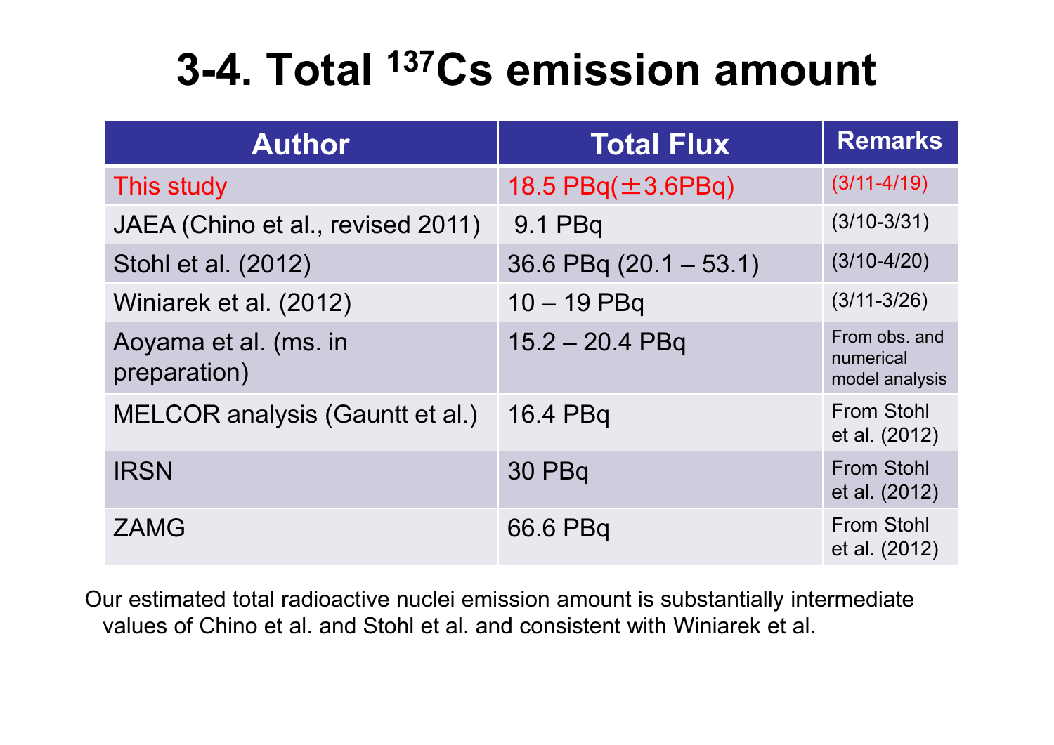# 3-4. Total $^{137}Cs$ emission amount

| Author | Total Flux | Remarks |
|---|---|---|
| This study | 18.5 PBq(±3.6PBq) | (3/11-4/19) |
| JAEA (Chino et al., revised 2011) | 9.1 PBq | (3/10-3/31) |
| Stohl et al. (2012) | 36.6 PBq (20.1 – 53.1) | (3/10-4/20) |
| Winiarek et al. (2012) | 10 – 19 PBq | (3/11-3/26) |
| Aoyama et al. (ms. in preparation) | 15.2 – 20.4 PBq | From obs. and numerical model analysis |
| MELCOR analysis (Gauntt et al.) | 16.4 PBq | From Stohl et al. (2012) |
| IRSN | 30 PBq | From Stohl et al. (2012) |
| ZAMG | 66.6 PBq | From Stohl et al. (2012) |

Our estimated total radioactive nuclei emission amount is substantially intermediate values of Chino et al. and Stohl et al. and consistent with Winiarek et al.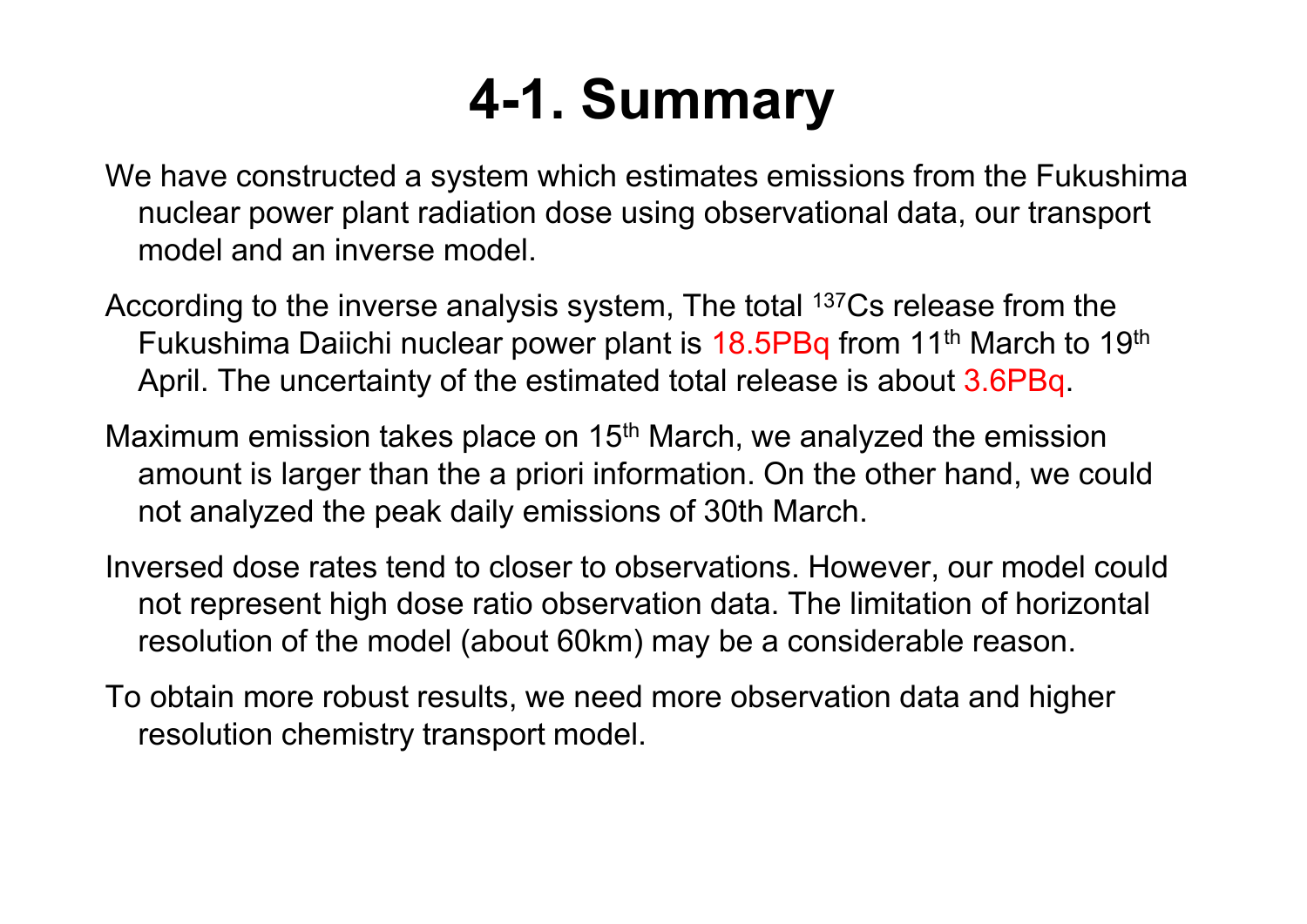# 4-1. Summary

We have constructed a system which estimates emissions from the Fukushima nuclear power plant radiation dose using observational data, our transport model and an inverse model.

According to the inverse analysis system, The total $^{137}Cs$ release from the Fukushima Daiichi nuclear power plant is 18.5PBq from 11$^{th}$ March to 19$^{th}$ April. The uncertainty of the estimated total release is about 3.6PBq.

Maximum emission takes place on 15$^{th}$ March, we analyzed the emission amount is larger than the a priori information. On the other hand, we could not analyzed the peak daily emissions of 30th March.

Inversed dose rates tend to closer to observations. However, our model could not represent high dose ratio observation data. The limitation of horizontal resolution of the model (about 60km) may be a considerable reason.

To obtain more robust results, we need more observation data and higher resolution chemistry transport model.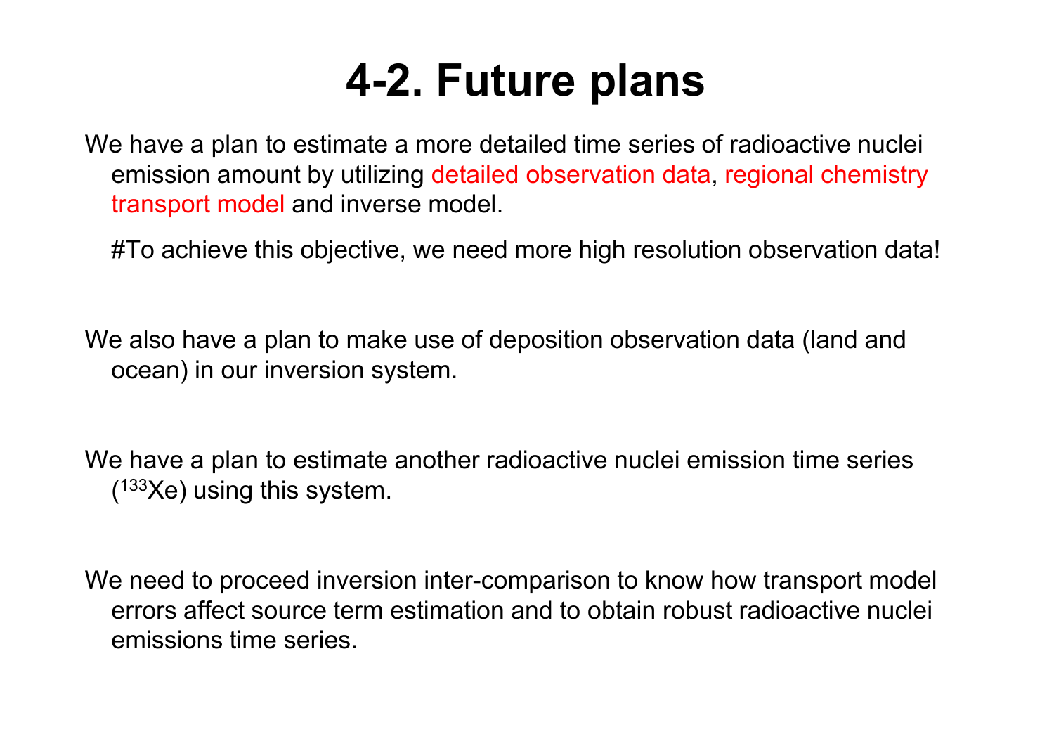# 4-2. Future plans

We have a plan to estimate a more detailed time series of radioactive nuclei emission amount by utilizing detailed observation data, regional chemistry transport model and inverse model.

#To achieve this objective, we need more high resolution observation data!

We also have a plan to make use of deposition observation data (land and ocean) in our inversion system.

We have a plan to estimate another radioactive nuclei emission time series ($^{133}Xe$) using this system.

We need to proceed inversion inter-comparison to know how transport model errors affect source term estimation and to obtain robust radioactive nuclei emissions time series.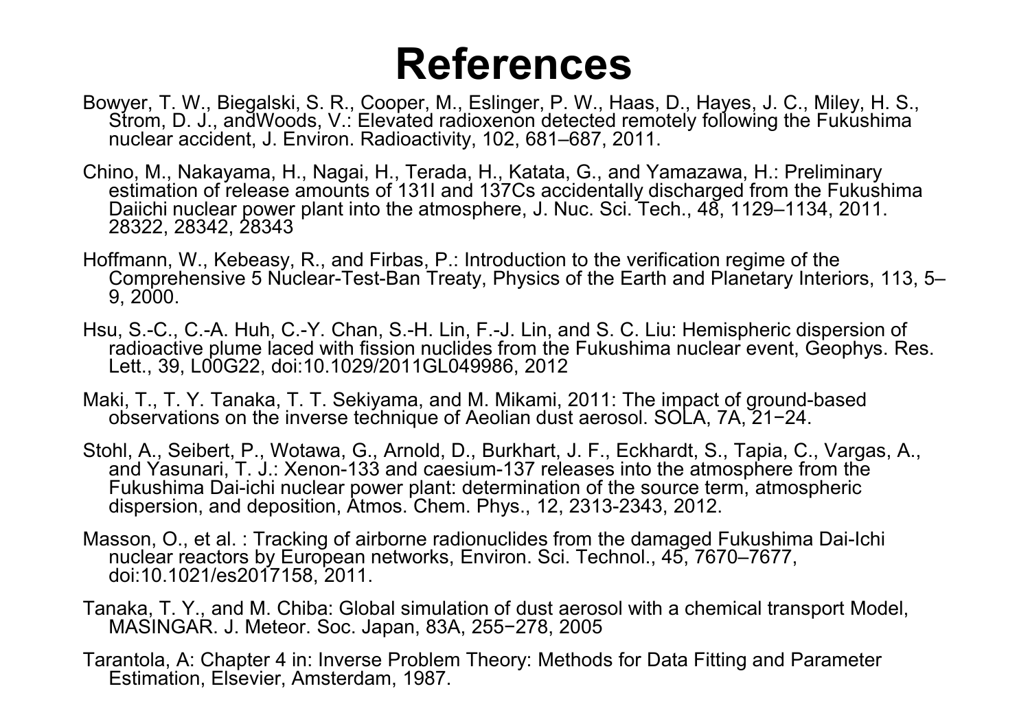# References

Bowyer, T. W., Biegalski, S. R., Cooper, M., Eslinger, P. W., Haas, D., Hayes, J. C., Miley, H. S., Strom, D. J., andWoods, V.: Elevated radioxenon detected remotely following the Fukushima nuclear accident, J. Environ. Radioactivity, 102, 681–687, 2011.

Chino, M., Nakayama, H., Nagai, H., Terada, H., Katata, G., and Yamazawa, H.: Preliminary estimation of release amounts of 131I and 137Cs accidentally discharged from the Fukushima Daiichi nuclear power plant into the atmosphere, J. Nuc. Sci. Tech., 48, 1129–1134, 2011. 28322, 28342, 28343

Hoffmann, W., Kebeasy, R., and Firbas, P.: Introduction to the verification regime of the Comprehensive 5 Nuclear-Test-Ban Treaty, Physics of the Earth and Planetary Interiors, 113, 5–9, 2000.

Hsu, S.-C., C.-A. Huh, C.-Y. Chan, S.-H. Lin, F.-J. Lin, and S. C. Liu: Hemispheric dispersion of radioactive plume laced with fission nuclides from the Fukushima nuclear event, Geophys. Res. Lett., 39, L00G22, doi:10.1029/2011GL049986, 2012

Maki, T., T. Y. Tanaka, T. T. Sekiyama, and M. Mikami, 2011: The impact of ground-based observations on the inverse technique of Aeolian dust aerosol. SOLA, 7A, 21−24.

Stohl, A., Seibert, P., Wotawa, G., Arnold, D., Burkhart, J. F., Eckhardt, S., Tapia, C., Vargas, A., and Yasunari, T. J.: Xenon-133 and caesium-137 releases into the atmosphere from the Fukushima Dai-ichi nuclear power plant: determination of the source term, atmospheric dispersion, and deposition, Atmos. Chem. Phys., 12, 2313-2343, 2012.

Masson, O., et al. : Tracking of airborne radionuclides from the damaged Fukushima Dai-Ichi nuclear reactors by European networks, Environ. Sci. Technol., 45, 7670–7677, doi:10.1021/es2017158, 2011.

Tanaka, T. Y., and M. Chiba: Global simulation of dust aerosol with a chemical transport Model, MASINGAR. J. Meteor. Soc. Japan, 83A, 255−278, 2005

Tarantola, A: Chapter 4 in: Inverse Problem Theory: Methods for Data Fitting and Parameter Estimation, Elsevier, Amsterdam, 1987.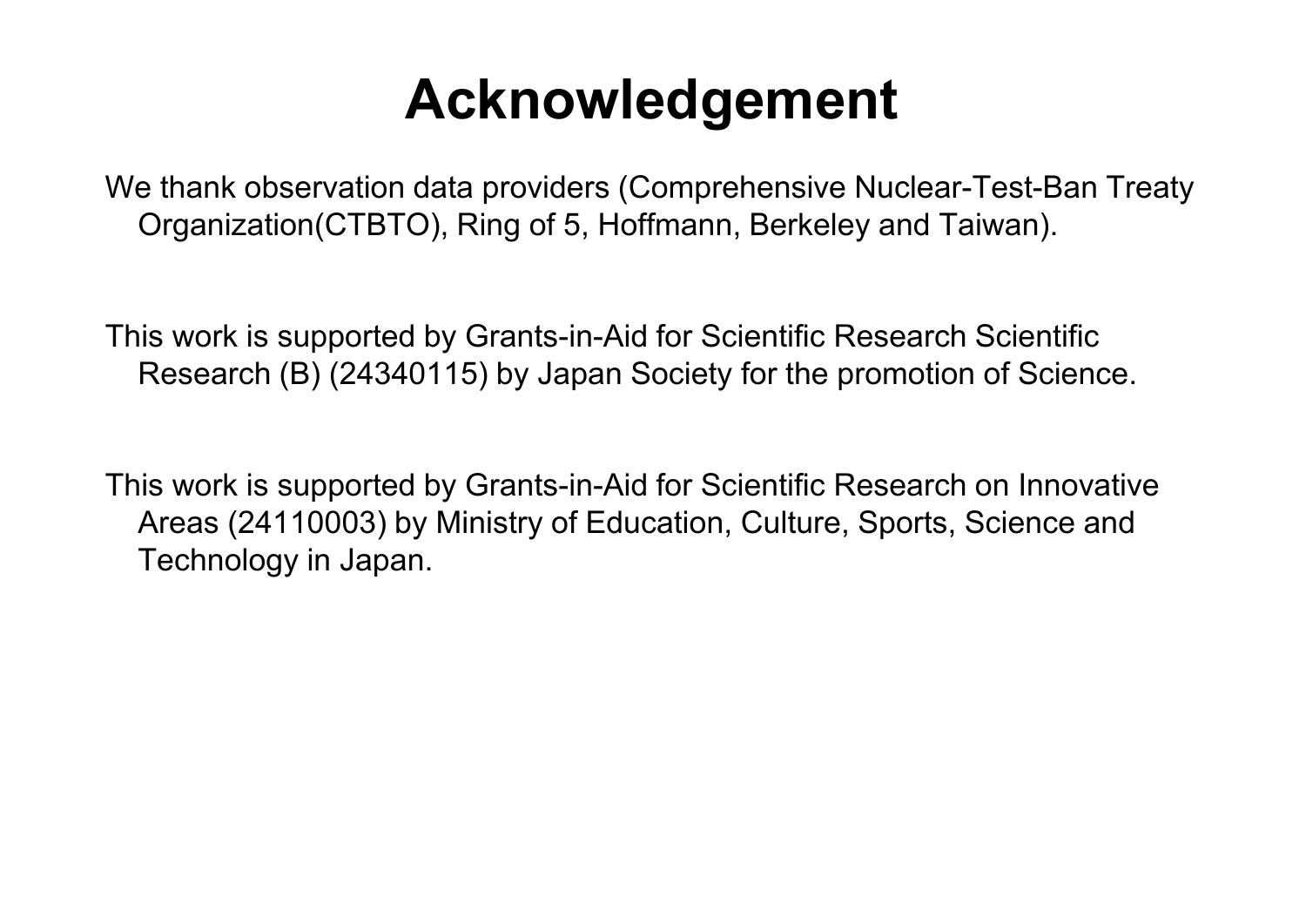# Acknowledgement

We thank observation data providers (Comprehensive Nuclear-Test-Ban Treaty Organization(CTBTO), Ring of 5, Hoffmann, Berkeley and Taiwan).

This work is supported by Grants-in-Aid for Scientific Research Scientific Research (B) (24340115) by Japan Society for the promotion of Science.

This work is supported by Grants-in-Aid for Scientific Research on Innovative Areas (24110003) by Ministry of Education, Culture, Sports, Science and Technology in Japan.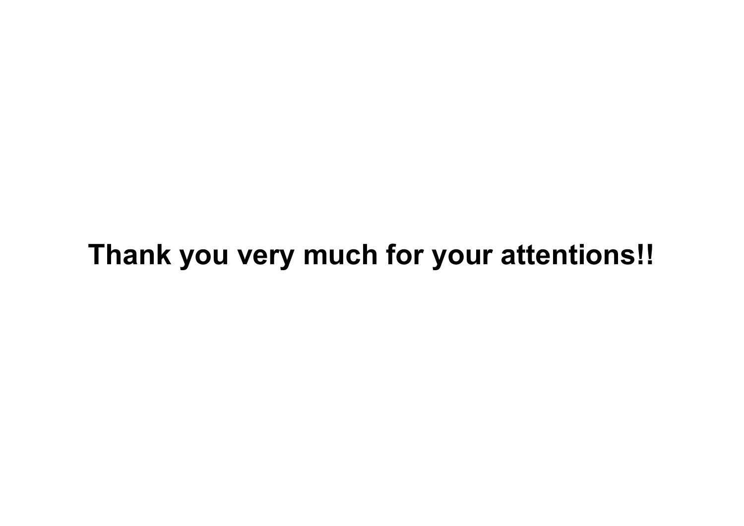**Thank you very much for your attentions!!**